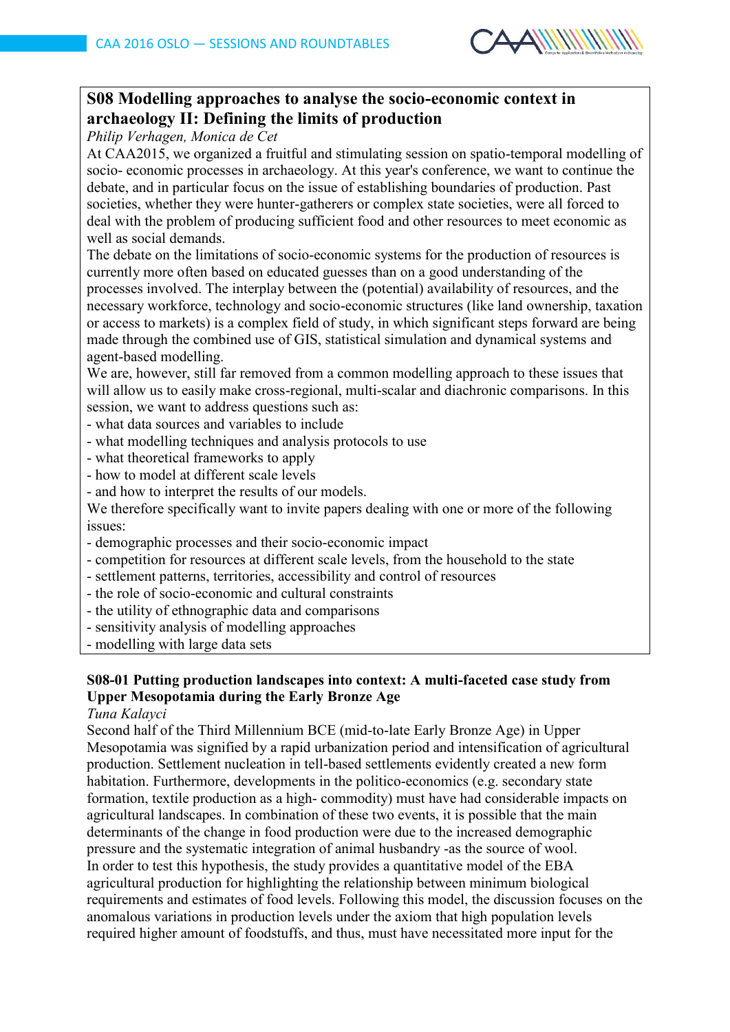## S08 Modelling approaches to analyse the socio-economic context in archaeology II: Defining the limits of production

*Philip Verhagen, Monica de Cet*

At CAA2015, we organized a fruitful and stimulating session on spatio-temporal modelling of socio- economic processes in archaeology. At this year's conference, we want to continue the debate, and in particular focus on the issue of establishing boundaries of production. Past societies, whether they were hunter-gatherers or complex state societies, were all forced to deal with the problem of producing sufficient food and other resources to meet economic as well as social demands.

The debate on the limitations of socio-economic systems for the production of resources is currently more often based on educated guesses than on a good understanding of the processes involved. The interplay between the (potential) availability of resources, and the necessary workforce, technology and socio-economic structures (like land ownership, taxation or access to markets) is a complex field of study, in which significant steps forward are being made through the combined use of GIS, statistical simulation and dynamical systems and agent-based modelling.

We are, however, still far removed from a common modelling approach to these issues that will allow us to easily make cross-regional, multi-scalar and diachronic comparisons. In this session, we want to address questions such as:

- what data sources and variables to include
- what modelling techniques and analysis protocols to use
- what theoretical frameworks to apply
- how to model at different scale levels
- and how to interpret the results of our models.

We therefore specifically want to invite papers dealing with one or more of the following issues:

- demographic processes and their socio-economic impact
- competition for resources at different scale levels, from the household to the state
- settlement patterns, territories, accessibility and control of resources
- the role of socio-economic and cultural constraints
- the utility of ethnographic data and comparisons
- sensitivity analysis of modelling approaches
- modelling with large data sets

### S08-01 Putting production landscapes into context: A multi-faceted case study from Upper Mesopotamia during the Early Bronze Age

*Tuna Kalayci*

Second half of the Third Millennium BCE (mid-to-late Early Bronze Age) in Upper Mesopotamia was signified by a rapid urbanization period and intensification of agricultural production. Settlement nucleation in tell-based settlements evidently created a new form habitation. Furthermore, developments in the politico-economics (e.g. secondary state formation, textile production as a high- commodity) must have had considerable impacts on agricultural landscapes. In combination of these two events, it is possible that the main determinants of the change in food production were due to the increased demographic pressure and the systematic integration of animal husbandry -as the source of wool.

In order to test this hypothesis, the study provides a quantitative model of the EBA agricultural production for highlighting the relationship between minimum biological requirements and estimates of food levels. Following this model, the discussion focuses on the anomalous variations in production levels under the axiom that high population levels required higher amount of foodstuffs, and thus, must have necessitated more input for the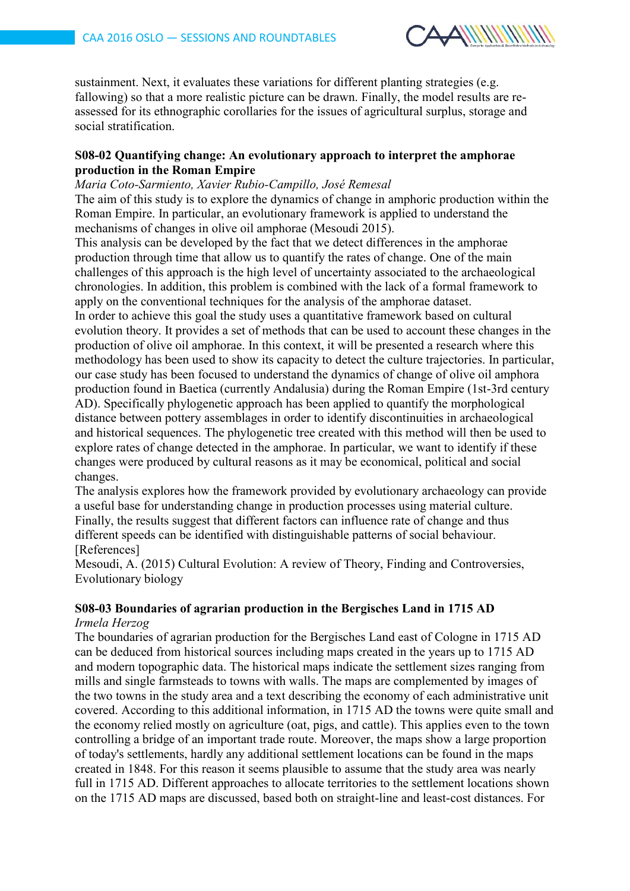sustainment. Next, it evaluates these variations for different planting strategies (e.g. fallowing) so that a more realistic picture can be drawn. Finally, the model results are re-assessed for its ethnographic corollaries for the issues of agricultural surplus, storage and social stratification.

**S08-02 Quantifying change: An evolutionary approach to interpret the amphorae production in the Roman Empire**

*Maria Coto-Sarmiento, Xavier Rubio-Campillo, José Remesal*

The aim of this study is to explore the dynamics of change in amphoric production within the Roman Empire. In particular, an evolutionary framework is applied to understand the mechanisms of changes in olive oil amphorae (Mesoudi 2015).

This analysis can be developed by the fact that we detect differences in the amphorae production through time that allow us to quantify the rates of change. One of the main challenges of this approach is the high level of uncertainty associated to the archaeological chronologies. In addition, this problem is combined with the lack of a formal framework to apply on the conventional techniques for the analysis of the amphorae dataset.

In order to achieve this goal the study uses a quantitative framework based on cultural evolution theory. It provides a set of methods that can be used to account these changes in the production of olive oil amphorae. In this context, it will be presented a research where this methodology has been used to show its capacity to detect the culture trajectories. In particular, our case study has been focused to understand the dynamics of change of olive oil amphora production found in Baetica (currently Andalusia) during the Roman Empire (1st-3rd century AD). Specifically phylogenetic approach has been applied to quantify the morphological distance between pottery assemblages in order to identify discontinuities in archaeological and historical sequences. The phylogenetic tree created with this method will then be used to explore rates of change detected in the amphorae. In particular, we want to identify if these changes were produced by cultural reasons as it may be economical, political and social changes.

The analysis explores how the framework provided by evolutionary archaeology can provide a useful base for understanding change in production processes using material culture. Finally, the results suggest that different factors can influence rate of change and thus different speeds can be identified with distinguishable patterns of social behaviour.

[References]

Mesoudi, A. (2015) Cultural Evolution: A review of Theory, Finding and Controversies, Evolutionary biology

**S08-03 Boundaries of agrarian production in the Bergisches Land in 1715 AD**

*Irmela Herzog*

The boundaries of agrarian production for the Bergisches Land east of Cologne in 1715 AD can be deduced from historical sources including maps created in the years up to 1715 AD and modern topographic data. The historical maps indicate the settlement sizes ranging from mills and single farmsteads to towns with walls. The maps are complemented by images of the two towns in the study area and a text describing the economy of each administrative unit covered. According to this additional information, in 1715 AD the towns were quite small and the economy relied mostly on agriculture (oat, pigs, and cattle). This applies even to the town controlling a bridge of an important trade route. Moreover, the maps show a large proportion of today's settlements, hardly any additional settlement locations can be found in the maps created in 1848. For this reason it seems plausible to assume that the study area was nearly full in 1715 AD. Different approaches to allocate territories to the settlement locations shown on the 1715 AD maps are discussed, based both on straight-line and least-cost distances. For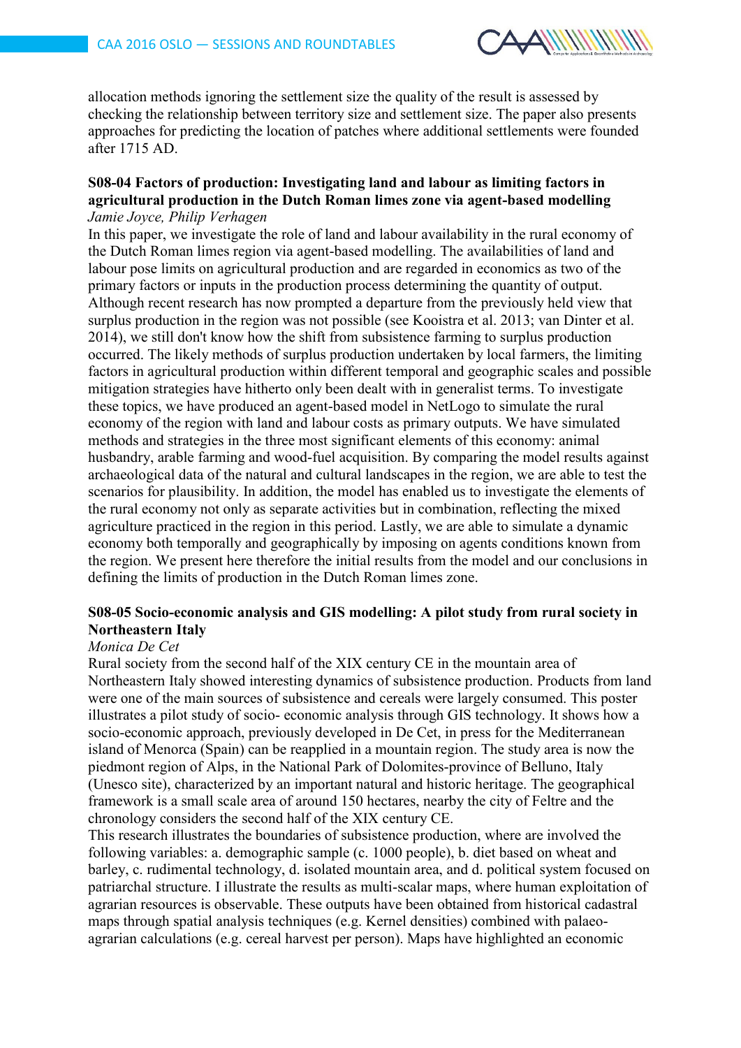allocation methods ignoring the settlement size the quality of the result is assessed by checking the relationship between territory size and settlement size. The paper also presents approaches for predicting the location of patches where additional settlements were founded after 1715 AD.

### S08-04 Factors of production: Investigating land and labour as limiting factors in agricultural production in the Dutch Roman limes zone via agent-based modelling

*Jamie Joyce, Philip Verhagen*

In this paper, we investigate the role of land and labour availability in the rural economy of the Dutch Roman limes region via agent-based modelling. The availabilities of land and labour pose limits on agricultural production and are regarded in economics as two of the primary factors or inputs in the production process determining the quantity of output. Although recent research has now prompted a departure from the previously held view that surplus production in the region was not possible (see Kooistra et al. 2013; van Dinter et al. 2014), we still don't know how the shift from subsistence farming to surplus production occurred. The likely methods of surplus production undertaken by local farmers, the limiting factors in agricultural production within different temporal and geographic scales and possible mitigation strategies have hitherto only been dealt with in generalist terms. To investigate these topics, we have produced an agent-based model in NetLogo to simulate the rural economy of the region with land and labour costs as primary outputs. We have simulated methods and strategies in the three most significant elements of this economy: animal husbandry, arable farming and wood-fuel acquisition. By comparing the model results against archaeological data of the natural and cultural landscapes in the region, we are able to test the scenarios for plausibility. In addition, the model has enabled us to investigate the elements of the rural economy not only as separate activities but in combination, reflecting the mixed agriculture practiced in the region in this period. Lastly, we are able to simulate a dynamic economy both temporally and geographically by imposing on agents conditions known from the region. We present here therefore the initial results from the model and our conclusions in defining the limits of production in the Dutch Roman limes zone.

### S08-05 Socio-economic analysis and GIS modelling: A pilot study from rural society in Northeastern Italy

*Monica De Cet*

Rural society from the second half of the XIX century CE in the mountain area of Northeastern Italy showed interesting dynamics of subsistence production. Products from land were one of the main sources of subsistence and cereals were largely consumed. This poster illustrates a pilot study of socio- economic analysis through GIS technology. It shows how a socio-economic approach, previously developed in De Cet, in press for the Mediterranean island of Menorca (Spain) can be reapplied in a mountain region. The study area is now the piedmont region of Alps, in the National Park of Dolomites-province of Belluno, Italy (Unesco site), characterized by an important natural and historic heritage. The geographical framework is a small scale area of around 150 hectares, nearby the city of Feltre and the chronology considers the second half of the XIX century CE.

This research illustrates the boundaries of subsistence production, where are involved the following variables: a. demographic sample (c. 1000 people), b. diet based on wheat and barley, c. rudimental technology, d. isolated mountain area, and d. political system focused on patriarchal structure. I illustrate the results as multi-scalar maps, where human exploitation of agrarian resources is observable. These outputs have been obtained from historical cadastral maps through spatial analysis techniques (e.g. Kernel densities) combined with palaeo-agrarian calculations (e.g. cereal harvest per person). Maps have highlighted an economic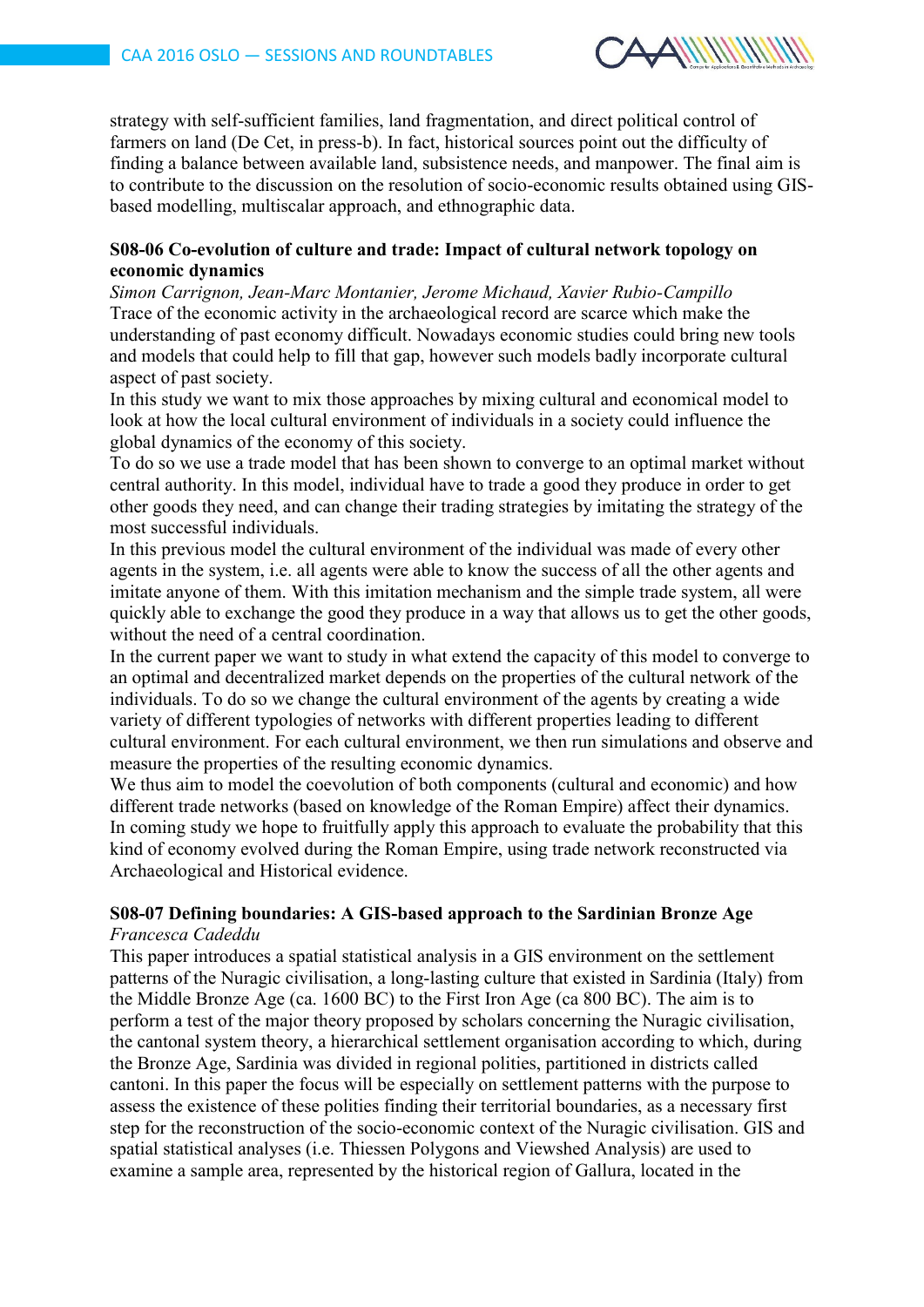strategy with self-sufficient families, land fragmentation, and direct political control of farmers on land (De Cet, in press-b). In fact, historical sources point out the difficulty of finding a balance between available land, subsistence needs, and manpower. The final aim is to contribute to the discussion on the resolution of socio-economic results obtained using GIS-based modelling, multiscalar approach, and ethnographic data.

**S08-06 Co-evolution of culture and trade: Impact of cultural network topology on economic dynamics**

*Simon Carrignon, Jean-Marc Montanier, Jerome Michaud, Xavier Rubio-Campillo*

Trace of the economic activity in the archaeological record are scarce which make the understanding of past economy difficult. Nowadays economic studies could bring new tools and models that could help to fill that gap, however such models badly incorporate cultural aspect of past society.

In this study we want to mix those approaches by mixing cultural and economical model to look at how the local cultural environment of individuals in a society could influence the global dynamics of the economy of this society.

To do so we use a trade model that has been shown to converge to an optimal market without central authority. In this model, individual have to trade a good they produce in order to get other goods they need, and can change their trading strategies by imitating the strategy of the most successful individuals.

In this previous model the cultural environment of the individual was made of every other agents in the system, i.e. all agents were able to know the success of all the other agents and imitate anyone of them. With this imitation mechanism and the simple trade system, all were quickly able to exchange the good they produce in a way that allows us to get the other goods, without the need of a central coordination.

In the current paper we want to study in what extend the capacity of this model to converge to an optimal and decentralized market depends on the properties of the cultural network of the individuals. To do so we change the cultural environment of the agents by creating a wide variety of different typologies of networks with different properties leading to different cultural environment. For each cultural environment, we then run simulations and observe and measure the properties of the resulting economic dynamics.

We thus aim to model the coevolution of both components (cultural and economic) and how different trade networks (based on knowledge of the Roman Empire) affect their dynamics. In coming study we hope to fruitfully apply this approach to evaluate the probability that this kind of economy evolved during the Roman Empire, using trade network reconstructed via Archaeological and Historical evidence.

**S08-07 Defining boundaries: A GIS-based approach to the Sardinian Bronze Age**

*Francesca Cadeddu*

This paper introduces a spatial statistical analysis in a GIS environment on the settlement patterns of the Nuragic civilisation, a long-lasting culture that existed in Sardinia (Italy) from the Middle Bronze Age (ca. 1600 BC) to the First Iron Age (ca 800 BC). The aim is to perform a test of the major theory proposed by scholars concerning the Nuragic civilisation, the cantonal system theory, a hierarchical settlement organisation according to which, during the Bronze Age, Sardinia was divided in regional polities, partitioned in districts called cantoni. In this paper the focus will be especially on settlement patterns with the purpose to assess the existence of these polities finding their territorial boundaries, as a necessary first step for the reconstruction of the socio-economic context of the Nuragic civilisation. GIS and spatial statistical analyses (i.e. Thiessen Polygons and Viewshed Analysis) are used to examine a sample area, represented by the historical region of Gallura, located in the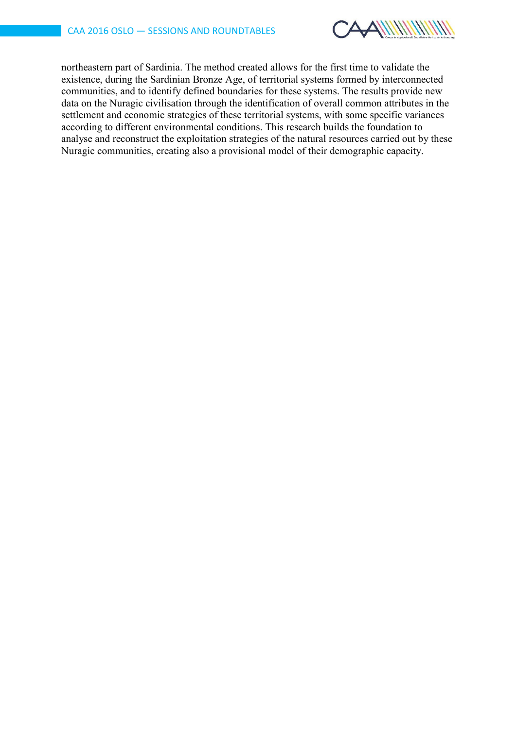northeastern part of Sardinia. The method created allows for the first time to validate the existence, during the Sardinian Bronze Age, of territorial systems formed by interconnected communities, and to identify defined boundaries for these systems. The results provide new data on the Nuragic civilisation through the identification of overall common attributes in the settlement and economic strategies of these territorial systems, with some specific variances according to different environmental conditions. This research builds the foundation to analyse and reconstruct the exploitation strategies of the natural resources carried out by these Nuragic communities, creating also a provisional model of their demographic capacity.